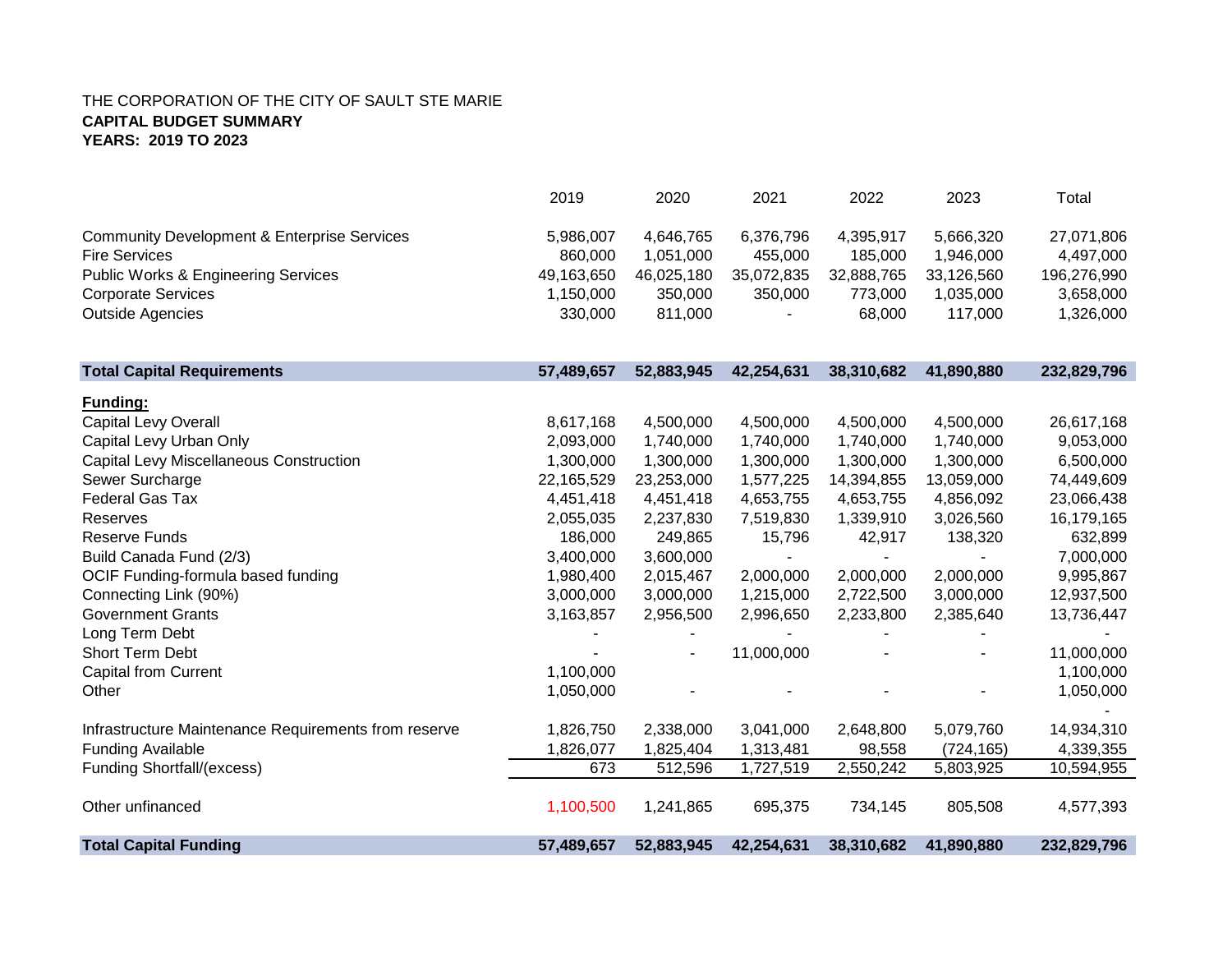THE CORPORATION OF THE CITY OF SAULT STE MARIE

**CAPITAL BUDGET SUMMARY**

**YEARS: 2019 TO 2023**

| | 2019 | 2020 | 2021 | 2022 | 2023 | Total |
|---|---|---|---|---|---|---|
| Community Development & Enterprise Services | 5,986,007 | 4,646,765 | 6,376,796 | 4,395,917 | 5,666,320 | 27,071,806 |
| Fire Services | 860,000 | 1,051,000 | 455,000 | 185,000 | 1,946,000 | 4,497,000 |
| Public Works & Engineering Services | 49,163,650 | 46,025,180 | 35,072,835 | 32,888,765 | 33,126,560 | 196,276,990 |
| Corporate Services | 1,150,000 | 350,000 | 350,000 | 773,000 | 1,035,000 | 3,658,000 |
| Outside Agencies | 330,000 | 811,000 | - | 68,000 | 117,000 | 1,326,000 |
| **Total Capital Requirements** | **57,489,657** | **52,883,945** | **42,254,631** | **38,310,682** | **41,890,880** | **232,829,796** |
| **Funding:** | | | | | | |
| Capital Levy Overall | 8,617,168 | 4,500,000 | 4,500,000 | 4,500,000 | 4,500,000 | 26,617,168 |
| Capital Levy Urban Only | 2,093,000 | 1,740,000 | 1,740,000 | 1,740,000 | 1,740,000 | 9,053,000 |
| Capital Levy Miscellaneous Construction | 1,300,000 | 1,300,000 | 1,300,000 | 1,300,000 | 1,300,000 | 6,500,000 |
| Sewer Surcharge | 22,165,529 | 23,253,000 | 1,577,225 | 14,394,855 | 13,059,000 | 74,449,609 |
| Federal Gas Tax | 4,451,418 | 4,451,418 | 4,653,755 | 4,653,755 | 4,856,092 | 23,066,438 |
| Reserves | 2,055,035 | 2,237,830 | 7,519,830 | 1,339,910 | 3,026,560 | 16,179,165 |
| Reserve Funds | 186,000 | 249,865 | 15,796 | 42,917 | 138,320 | 632,899 |
| Build Canada Fund (2/3) | 3,400,000 | 3,600,000 | - | - | - | 7,000,000 |
| OCIF Funding-formula based funding | 1,980,400 | 2,015,467 | 2,000,000 | 2,000,000 | 2,000,000 | 9,995,867 |
| Connecting Link (90%) | 3,000,000 | 3,000,000 | 1,215,000 | 2,722,500 | 3,000,000 | 12,937,500 |
| Government Grants | 3,163,857 | 2,956,500 | 2,996,650 | 2,233,800 | 2,385,640 | 13,736,447 |
| Long Term Debt | - | - | - | - | - | - |
| Short Term Debt | - | - | 11,000,000 | - | - | 11,000,000 |
| Capital from Current | 1,100,000 | | | | | 1,100,000 |
| Other | 1,050,000 | - | - | - | - | 1,050,000 |
| | | | | | | - |
| Infrastructure Maintenance Requirements from reserve | 1,826,750 | 2,338,000 | 3,041,000 | 2,648,800 | 5,079,760 | 14,934,310 |
| Funding Available | 1,826,077 | 1,825,404 | 1,313,481 | 98,558 | (724,165) | 4,339,355 |
| Funding Shortfall/(excess) | 673 | 512,596 | 1,727,519 | 2,550,242 | 5,803,925 | 10,594,955 |
| Other unfinanced | 1,100,500 | 1,241,865 | 695,375 | 734,145 | 805,508 | 4,577,393 |
| **Total Capital Funding** | **57,489,657** | **52,883,945** | **42,254,631** | **38,310,682** | **41,890,880** | **232,829,796** |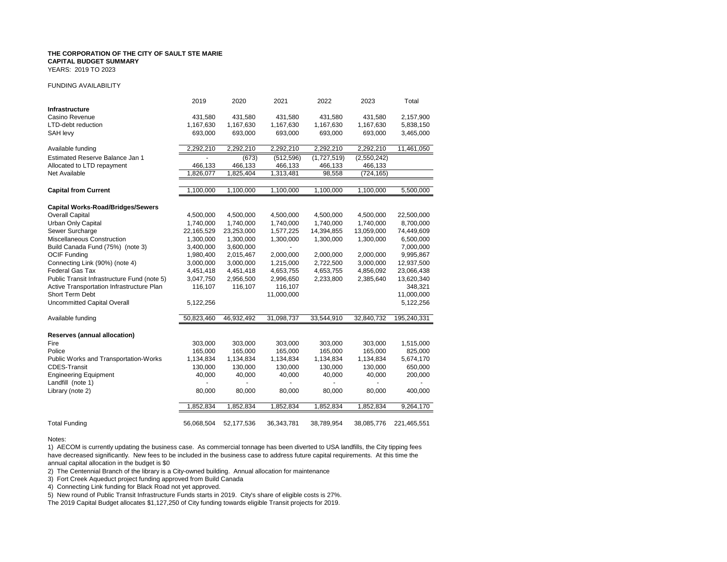**THE CORPORATION OF THE CITY OF SAULT STE MARIE**
**CAPITAL BUDGET SUMMARY**
YEARS: 2019 TO 2023

FUNDING AVAILABILITY

| | 2019 | 2020 | 2021 | 2022 | 2023 | Total |
|---|---|---|---|---|---|---|
| **Infrastructure** | | | | | | |
| Casino Revenue | 431,580 | 431,580 | 431,580 | 431,580 | 431,580 | 2,157,900 |
| LTD-debt reduction | 1,167,630 | 1,167,630 | 1,167,630 | 1,167,630 | 1,167,630 | 5,838,150 |
| SAH levy | 693,000 | 693,000 | 693,000 | 693,000 | 693,000 | 3,465,000 |
| Available funding | 2,292,210 | 2,292,210 | 2,292,210 | 2,292,210 | 2,292,210 | 11,461,050 |
| Estimated Reserve Balance Jan 1 | - | (673) | (512,596) | (1,727,519) | (2,550,242) | |
| Allocated to LTD repayment | 466,133 | 466,133 | 466,133 | 466,133 | 466,133 | |
| Net Available | 1,826,077 | 1,825,404 | 1,313,481 | 98,558 | (724,165) | |
| **Capital from Current** | 1,100,000 | 1,100,000 | 1,100,000 | 1,100,000 | 1,100,000 | 5,500,000 |
| **Capital Works-Road/Bridges/Sewers** | | | | | | |
| Overall Capital | 4,500,000 | 4,500,000 | 4,500,000 | 4,500,000 | 4,500,000 | 22,500,000 |
| Urban Only Capital | 1,740,000 | 1,740,000 | 1,740,000 | 1,740,000 | 1,740,000 | 8,700,000 |
| Sewer Surcharge | 22,165,529 | 23,253,000 | 1,577,225 | 14,394,855 | 13,059,000 | 74,449,609 |
| Miscellaneous Construction | 1,300,000 | 1,300,000 | 1,300,000 | 1,300,000 | 1,300,000 | 6,500,000 |
| Build Canada Fund (75%) (note 3) | 3,400,000 | 3,600,000 | - | | | 7,000,000 |
| OCIF Funding | 1,980,400 | 2,015,467 | 2,000,000 | 2,000,000 | 2,000,000 | 9,995,867 |
| Connecting Link (90%) (note 4) | 3,000,000 | 3,000,000 | 1,215,000 | 2,722,500 | 3,000,000 | 12,937,500 |
| Federal Gas Tax | 4,451,418 | 4,451,418 | 4,653,755 | 4,653,755 | 4,856,092 | 23,066,438 |
| Public Transit Infrastructure Fund (note 5) | 3,047,750 | 2,956,500 | 2,996,650 | 2,233,800 | 2,385,640 | 13,620,340 |
| Active Transportation Infrastructure Plan | 116,107 | 116,107 | 116,107 | | | 348,321 |
| Short Term Debt | | | 11,000,000 | | | 11,000,000 |
| Uncommitted Capital Overall | 5,122,256 | | | | | 5,122,256 |
| Available funding | 50,823,460 | 46,932,492 | 31,098,737 | 33,544,910 | 32,840,732 | 195,240,331 |
| **Reserves (annual allocation)** | | | | | | |
| Fire | 303,000 | 303,000 | 303,000 | 303,000 | 303,000 | 1,515,000 |
| Police | 165,000 | 165,000 | 165,000 | 165,000 | 165,000 | 825,000 |
| Public Works and Transportation-Works | 1,134,834 | 1,134,834 | 1,134,834 | 1,134,834 | 1,134,834 | 5,674,170 |
| CDES-Transit | 130,000 | 130,000 | 130,000 | 130,000 | 130,000 | 650,000 |
| Engineering Equipment | 40,000 | 40,000 | 40,000 | 40,000 | 40,000 | 200,000 |
| Landfill (note 1) | - | - | - | - | - | - |
| Library (note 2) | 80,000 | 80,000 | 80,000 | 80,000 | 80,000 | 400,000 |
| | 1,852,834 | 1,852,834 | 1,852,834 | 1,852,834 | 1,852,834 | 9,264,170 |
| Total Funding | 56,068,504 | 52,177,536 | 36,343,781 | 38,789,954 | 38,085,776 | 221,465,551 |

Notes:

1) AECOM is currently updating the business case. As commercial tonnage has been diverted to USA landfills, the City tipping fees have decreased significantly. New fees to be included in the business case to address future capital requirements. At this time the annual capital allocation in the budget is $0

2) The Centennial Branch of the library is a City-owned building. Annual allocation for maintenance

3) Fort Creek Aqueduct project funding approved from Build Canada

4) Connecting Link funding for Black Road not yet approved.

5) New round of Public Transit Infrastructure Funds starts in 2019. City's share of eligible costs is 27%.
The 2019 Capital Budget allocates $1,127,250 of City funding towards eligible Transit projects for 2019.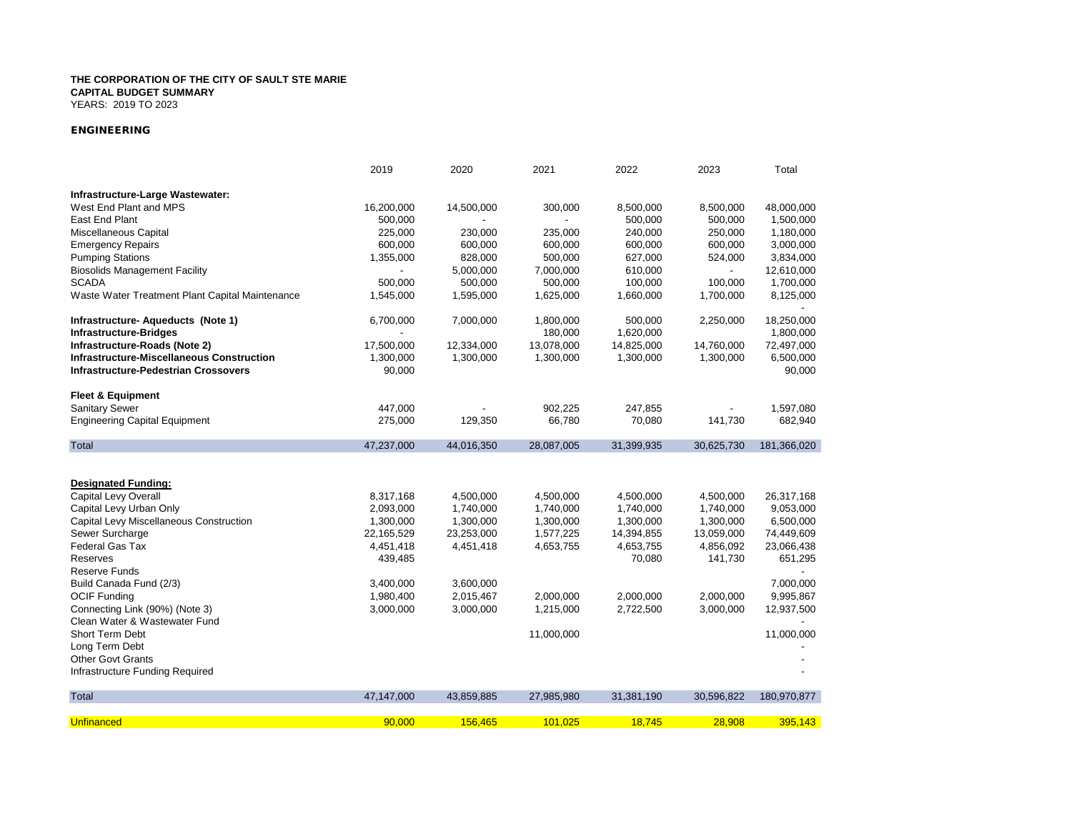**THE CORPORATION OF THE CITY OF SAULT STE MARIE**
**CAPITAL BUDGET SUMMARY**
YEARS: 2019 TO 2023

**ENGINEERING**

| | 2019 | 2020 | 2021 | 2022 | 2023 | Total |
|---|---|---|---|---|---|---|
| **Infrastructure-Large Wastewater:** | | | | | | |
| West End Plant and MPS | 16,200,000 | 14,500,000 | 300,000 | 8,500,000 | 8,500,000 | 48,000,000 |
| East End Plant | 500,000 | - | - | 500,000 | 500,000 | 1,500,000 |
| Miscellaneous Capital | 225,000 | 230,000 | 235,000 | 240,000 | 250,000 | 1,180,000 |
| Emergency Repairs | 600,000 | 600,000 | 600,000 | 600,000 | 600,000 | 3,000,000 |
| Pumping Stations | 1,355,000 | 828,000 | 500,000 | 627,000 | 524,000 | 3,834,000 |
| Biosolids Management Facility | - | 5,000,000 | 7,000,000 | 610,000 | - | 12,610,000 |
| SCADA | 500,000 | 500,000 | 500,000 | 100,000 | 100,000 | 1,700,000 |
| Waste Water Treatment Plant Capital Maintenance | 1,545,000 | 1,595,000 | 1,625,000 | 1,660,000 | 1,700,000 | 8,125,000 |
| | | | | | | - |
| **Infrastructure- Aqueducts (Note 1)** | 6,700,000 | 7,000,000 | 1,800,000 | 500,000 | 2,250,000 | 18,250,000 |
| **Infrastructure-Bridges** | - | | 180,000 | 1,620,000 | | 1,800,000 |
| **Infrastructure-Roads (Note 2)** | 17,500,000 | 12,334,000 | 13,078,000 | 14,825,000 | 14,760,000 | 72,497,000 |
| **Infrastructure-Miscellaneous Construction** | 1,300,000 | 1,300,000 | 1,300,000 | 1,300,000 | 1,300,000 | 6,500,000 |
| **Infrastructure-Pedestrian Crossovers** | 90,000 | | | | | 90,000 |
| **Fleet & Equipment** | | | | | | |
| Sanitary Sewer | 447,000 | - | 902,225 | 247,855 | - | 1,597,080 |
| Engineering Capital Equipment | 275,000 | 129,350 | 66,780 | 70,080 | 141,730 | 682,940 |
| Total | 47,237,000 | 44,016,350 | 28,087,005 | 31,399,935 | 30,625,730 | 181,366,020 |
| | | | | | | |
| **Designated Funding:** | | | | | | |
| Capital Levy Overall | 8,317,168 | 4,500,000 | 4,500,000 | 4,500,000 | 4,500,000 | 26,317,168 |
| Capital Levy Urban Only | 2,093,000 | 1,740,000 | 1,740,000 | 1,740,000 | 1,740,000 | 9,053,000 |
| Capital Levy Miscellaneous Construction | 1,300,000 | 1,300,000 | 1,300,000 | 1,300,000 | 1,300,000 | 6,500,000 |
| Sewer Surcharge | 22,165,529 | 23,253,000 | 1,577,225 | 14,394,855 | 13,059,000 | 74,449,609 |
| Federal Gas Tax | 4,451,418 | 4,451,418 | 4,653,755 | 4,653,755 | 4,856,092 | 23,066,438 |
| Reserves | 439,485 | | | 70,080 | 141,730 | 651,295 |
| Reserve Funds | | | | | | - |
| Build Canada Fund (2/3) | 3,400,000 | 3,600,000 | | | | 7,000,000 |
| OCIF Funding | 1,980,400 | 2,015,467 | 2,000,000 | 2,000,000 | 2,000,000 | 9,995,867 |
| Connecting Link (90%) (Note 3) | 3,000,000 | 3,000,000 | 1,215,000 | 2,722,500 | 3,000,000 | 12,937,500 |
| Clean Water & Wastewater Fund | | | | | | - |
| Short Term Debt | | | 11,000,000 | | | 11,000,000 |
| Long Term Debt | | | | | | - |
| Other Govt Grants | | | | | | - |
| Infrastructure Funding Required | | | | | | - |
| Total | 47,147,000 | 43,859,885 | 27,985,980 | 31,381,190 | 30,596,822 | 180,970,877 |
| Unfinanced | 90,000 | 156,465 | 101,025 | 18,745 | 28,908 | 395,143 |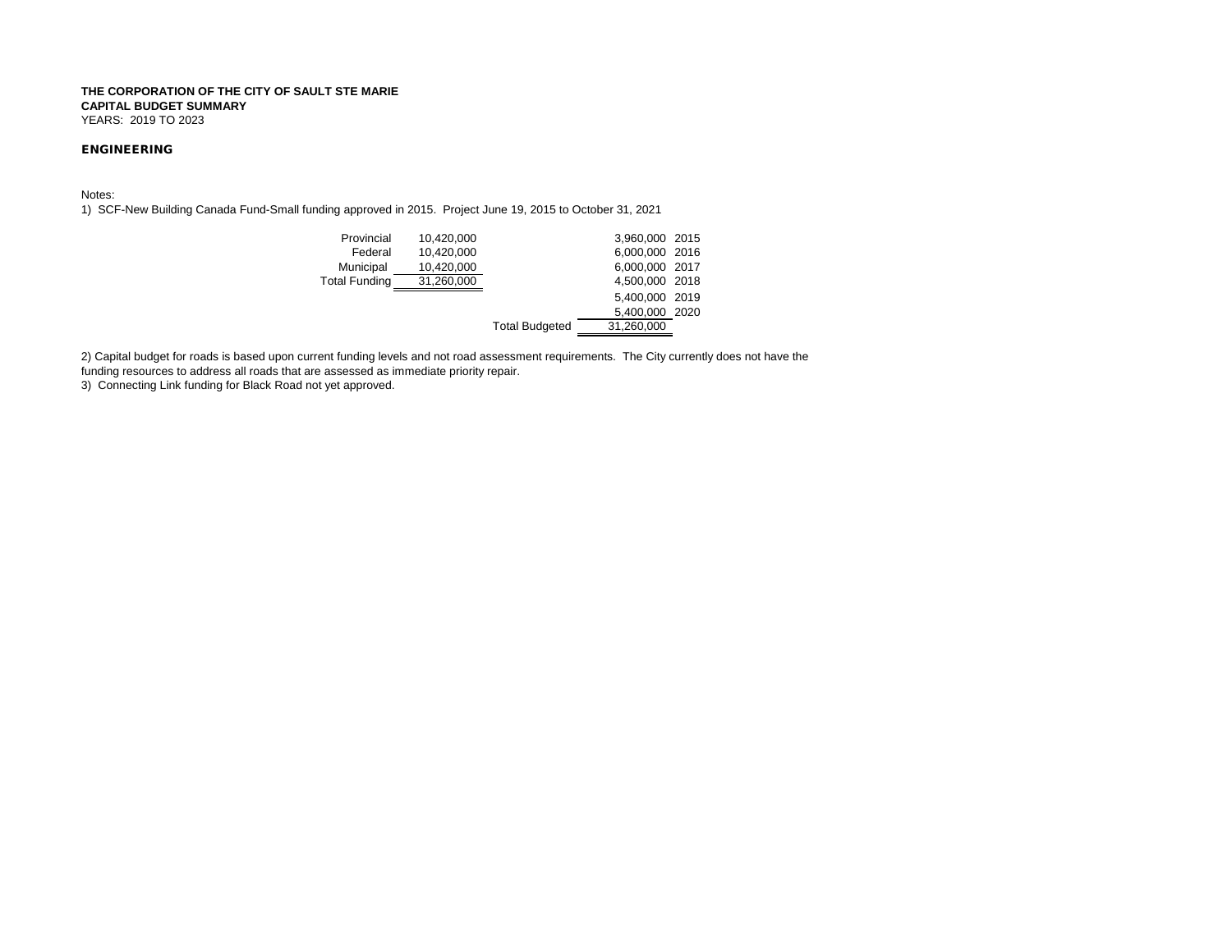**THE CORPORATION OF THE CITY OF SAULT STE MARIE**
**CAPITAL BUDGET SUMMARY**
YEARS: 2019 TO 2023

**ENGINEERING**

Notes:

1) SCF-New Building Canada Fund-Small funding approved in 2015. Project June 19, 2015 to October 31, 2021

| | | | | |
|---|---|---|---|---|
| Provincial | 10,420,000 | | 3,960,000 | 2015 |
| Federal | 10,420,000 | | 6,000,000 | 2016 |
| Municipal | 10,420,000 | | 6,000,000 | 2017 |
| Total Funding | 31,260,000 | | 4,500,000 | 2018 |
| | | | 5,400,000 | 2019 |
| | | | 5,400,000 | 2020 |
| | | Total Budgeted | 31,260,000 | |

2) Capital budget for roads is based upon current funding levels and not road assessment requirements. The City currently does not have the funding resources to address all roads that are assessed as immediate priority repair.

3) Connecting Link funding for Black Road not yet approved.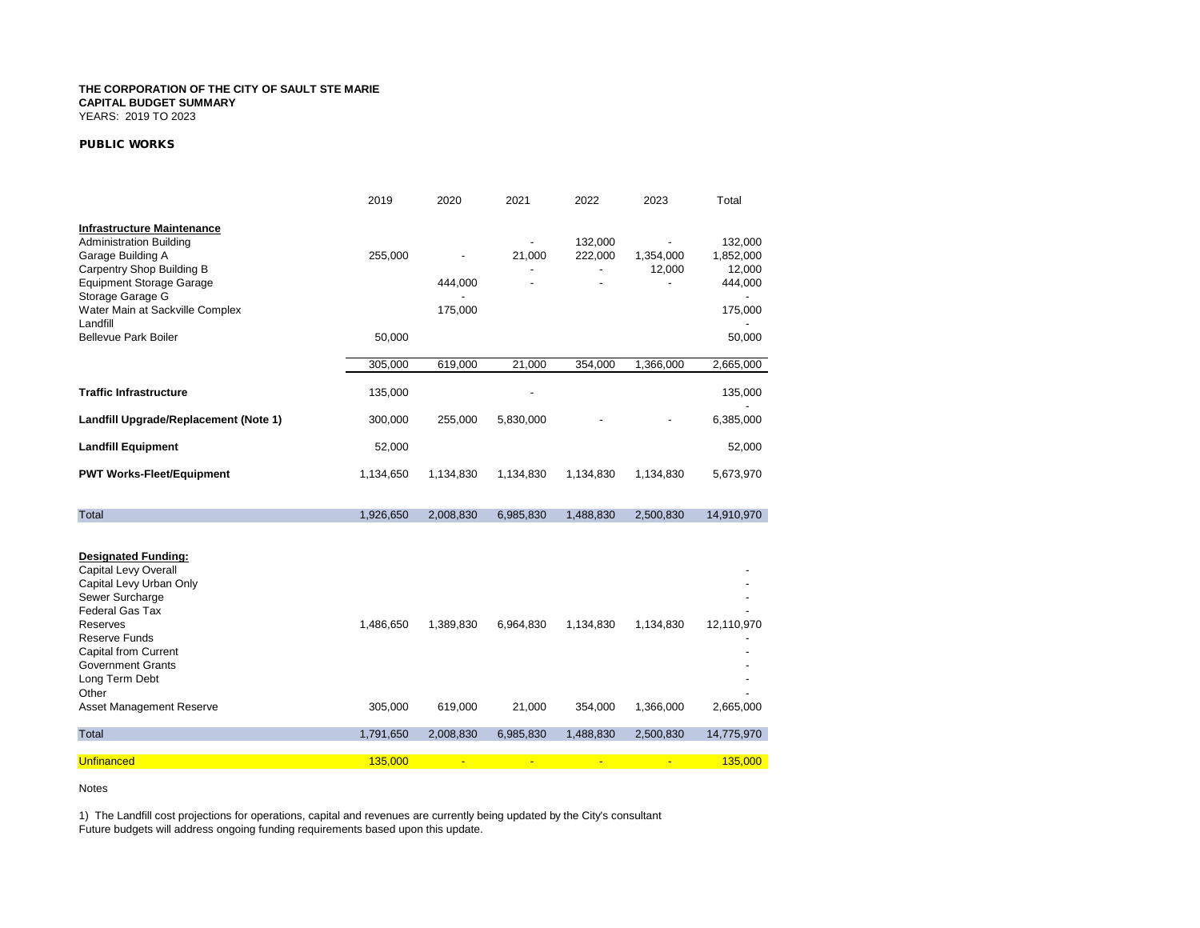**THE CORPORATION OF THE CITY OF SAULT STE MARIE**
**CAPITAL BUDGET SUMMARY**
YEARS: 2019 TO 2023

**PUBLIC WORKS**

| | 2019 | 2020 | 2021 | 2022 | 2023 | Total |
|---|---|---|---|---|---|---|
| **Infrastructure Maintenance** | | | | | | |
| Administration Building | | | - | 132,000 | - | 132,000 |
| Garage Building A | 255,000 | - | 21,000 | 222,000 | 1,354,000 | 1,852,000 |
| Carpentry Shop Building B | | | - | - | 12,000 | 12,000 |
| Equipment Storage Garage | | 444,000 | - | - | - | 444,000 |
| Storage Garage G | | - | | | | - |
| Water Main at Sackville Complex | | 175,000 | | | | 175,000 |
| Landfill | | | | | | - |
| Bellevue Park Boiler | 50,000 | | | | | 50,000 |
| | 305,000 | 619,000 | 21,000 | 354,000 | 1,366,000 | 2,665,000 |
| **Traffic Infrastructure** | 135,000 | | - | | | 135,000 |
| | | | | | | - |
| **Landfill Upgrade/Replacement (Note 1)** | 300,000 | 255,000 | 5,830,000 | - | - | 6,385,000 |
| **Landfill Equipment** | 52,000 | | | | | 52,000 |
| **PWT Works-Fleet/Equipment** | 1,134,650 | 1,134,830 | 1,134,830 | 1,134,830 | 1,134,830 | 5,673,970 |
| Total | 1,926,650 | 2,008,830 | 6,985,830 | 1,488,830 | 2,500,830 | 14,910,970 |
| **Designated Funding:** | | | | | | |
| Capital Levy Overall | | | | | | - |
| Capital Levy Urban Only | | | | | | - |
| Sewer Surcharge | | | | | | - |
| Federal Gas Tax | | | | | | - |
| Reserves | 1,486,650 | 1,389,830 | 6,964,830 | 1,134,830 | 1,134,830 | 12,110,970 |
| Reserve Funds | | | | | | - |
| Capital from Current | | | | | | - |
| Government Grants | | | | | | - |
| Long Term Debt | | | | | | - |
| Other | | | | | | - |
| Asset Management Reserve | 305,000 | 619,000 | 21,000 | 354,000 | 1,366,000 | 2,665,000 |
| Total | 1,791,650 | 2,008,830 | 6,985,830 | 1,488,830 | 2,500,830 | 14,775,970 |
| Unfinanced | 135,000 | - | - | - | - | 135,000 |

Notes

1) The Landfill cost projections for operations, capital and revenues are currently being updated by the City's consultant
Future budgets will address ongoing funding requirements based upon this update.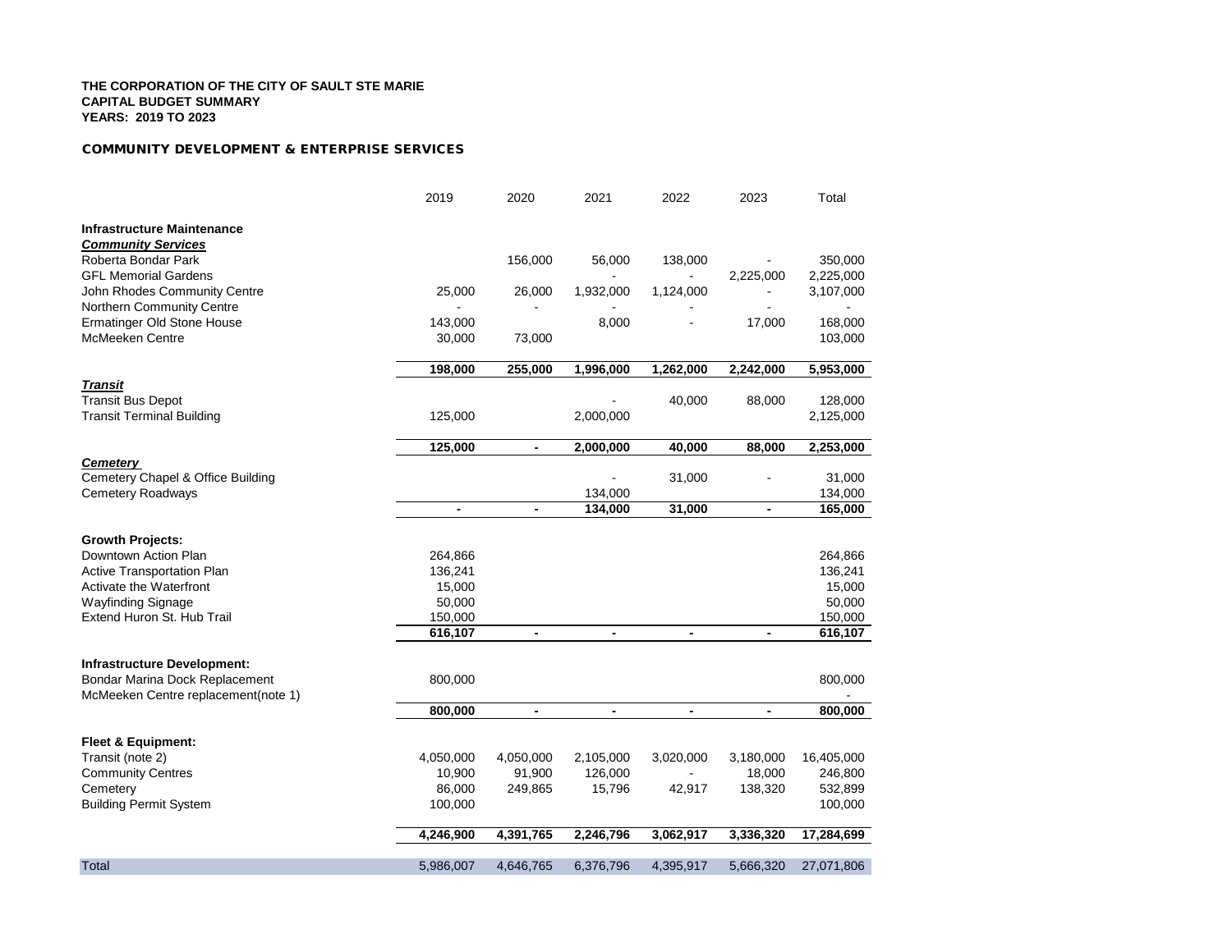**THE CORPORATION OF THE CITY OF SAULT STE MARIE**
**CAPITAL BUDGET SUMMARY**
**YEARS: 2019 TO 2023**

**COMMUNITY DEVELOPMENT & ENTERPRISE SERVICES**

| | 2019 | 2020 | 2021 | 2022 | 2023 | Total |
|---|---|---|---|---|---|---|
| **Infrastructure Maintenance** | | | | | | |
| ***Community Services*** | | | | | | |
| Roberta Bondar Park | | 156,000 | 56,000 | 138,000 | - | 350,000 |
| GFL Memorial Gardens | | | - | - | 2,225,000 | 2,225,000 |
| John Rhodes Community Centre | 25,000 | 26,000 | 1,932,000 | 1,124,000 | - | 3,107,000 |
| Northern Community Centre | - | - | - | - | - | - |
| Ermatinger Old Stone House | 143,000 | | 8,000 | - | 17,000 | 168,000 |
| McMeeken Centre | 30,000 | 73,000 | | | | 103,000 |
| | **198,000** | **255,000** | **1,996,000** | **1,262,000** | **2,242,000** | **5,953,000** |
| ***Transit*** | | | | | | |
| Transit Bus Depot | | | - | 40,000 | 88,000 | 128,000 |
| Transit Terminal Building | 125,000 | | 2,000,000 | | | 2,125,000 |
| | **125,000** | **-** | **2,000,000** | **40,000** | **88,000** | **2,253,000** |
| ***Cemetery*** | | | | | | |
| Cemetery Chapel & Office Building | | | - | 31,000 | - | 31,000 |
| Cemetery Roadways | | | 134,000 | | | 134,000 |
| | **-** | **-** | **134,000** | **31,000** | **-** | **165,000** |
| **Growth Projects:** | | | | | | |
| Downtown Action Plan | 264,866 | | | | | 264,866 |
| Active Transportation Plan | 136,241 | | | | | 136,241 |
| Activate the Waterfront | 15,000 | | | | | 15,000 |
| Wayfinding Signage | 50,000 | | | | | 50,000 |
| Extend Huron St. Hub Trail | 150,000 | | | | | 150,000 |
| | **616,107** | **-** | **-** | **-** | **-** | **616,107** |
| **Infrastructure Development:** | | | | | | |
| Bondar Marina Dock Replacement | 800,000 | | | | | 800,000 |
| McMeeken Centre replacement(note 1) | | | | | | - |
| | **800,000** | **-** | **-** | **-** | **-** | **800,000** |
| **Fleet & Equipment:** | | | | | | |
| Transit (note 2) | 4,050,000 | 4,050,000 | 2,105,000 | 3,020,000 | 3,180,000 | 16,405,000 |
| Community Centres | 10,900 | 91,900 | 126,000 | - | 18,000 | 246,800 |
| Cemetery | 86,000 | 249,865 | 15,796 | 42,917 | 138,320 | 532,899 |
| Building Permit System | 100,000 | | | | | 100,000 |
| | **4,246,900** | **4,391,765** | **2,246,796** | **3,062,917** | **3,336,320** | **17,284,699** |
| Total | 5,986,007 | 4,646,765 | 6,376,796 | 4,395,917 | 5,666,320 | 27,071,806 |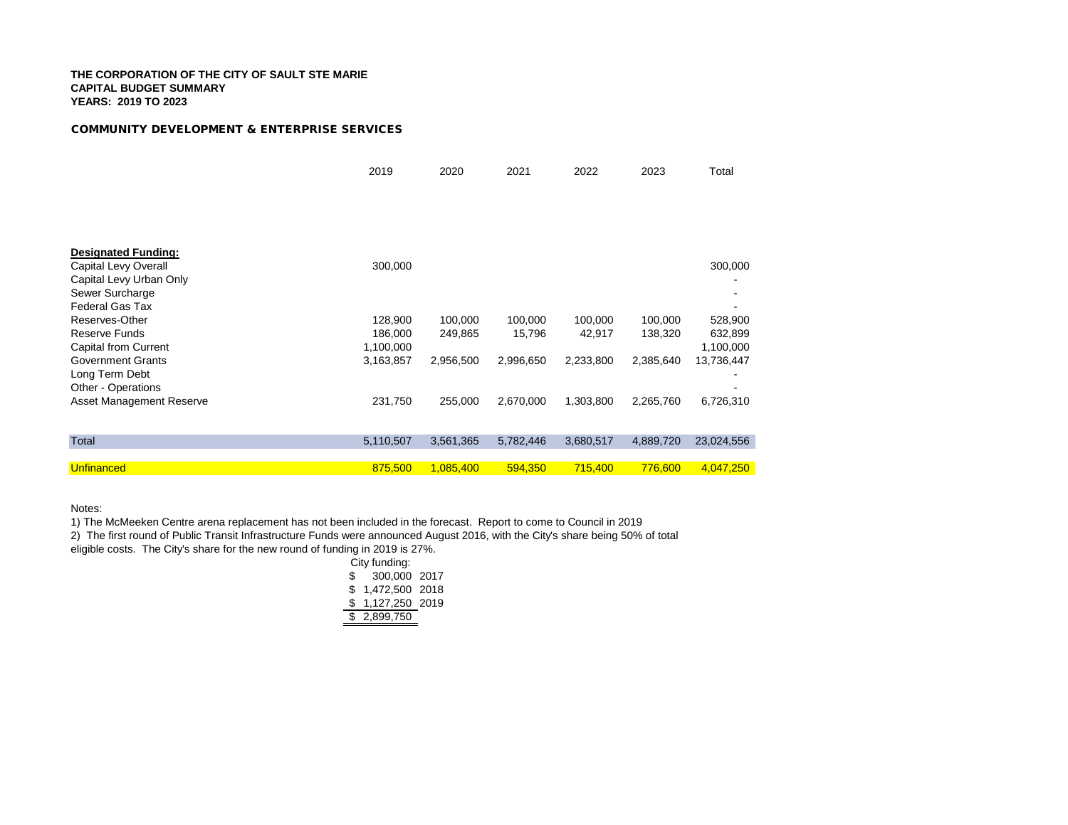**THE CORPORATION OF THE CITY OF SAULT STE MARIE**
**CAPITAL BUDGET SUMMARY**
**YEARS: 2019 TO 2023**

**COMMUNITY DEVELOPMENT & ENTERPRISE SERVICES**

| | 2019 | 2020 | 2021 | 2022 | 2023 | Total |
|---|---|---|---|---|---|---|
| **Designated Funding:** | | | | | | |
| Capital Levy Overall | 300,000 | | | | | 300,000 |
| Capital Levy Urban Only | | | | | | - |
| Sewer Surcharge | | | | | | - |
| Federal Gas Tax | | | | | | - |
| Reserves-Other | 128,900 | 100,000 | 100,000 | 100,000 | 100,000 | 528,900 |
| Reserve Funds | 186,000 | 249,865 | 15,796 | 42,917 | 138,320 | 632,899 |
| Capital from Current | 1,100,000 | | | | | 1,100,000 |
| Government Grants | 3,163,857 | 2,956,500 | 2,996,650 | 2,233,800 | 2,385,640 | 13,736,447 |
| Long Term Debt | | | | | | - |
| Other - Operations | | | | | | - |
| Asset Management Reserve | 231,750 | 255,000 | 2,670,000 | 1,303,800 | 2,265,760 | 6,726,310 |
| Total | 5,110,507 | 3,561,365 | 5,782,446 | 3,680,517 | 4,889,720 | 23,024,556 |
| Unfinanced | 875,500 | 1,085,400 | 594,350 | 715,400 | 776,600 | 4,047,250 |

Notes:

1) The McMeeken Centre arena replacement has not been included in the forecast. Report to come to Council in 2019

2) The first round of Public Transit Infrastructure Funds were announced August 2016, with the City's share being 50% of total eligible costs. The City's share for the new round of funding in 2019 is 27%.

| City funding: | |
|---|---|
| $ 300,000 | 2017 |
| $ 1,472,500 | 2018 |
| $ 1,127,250 | 2019 |
| $ 2,899,750 | |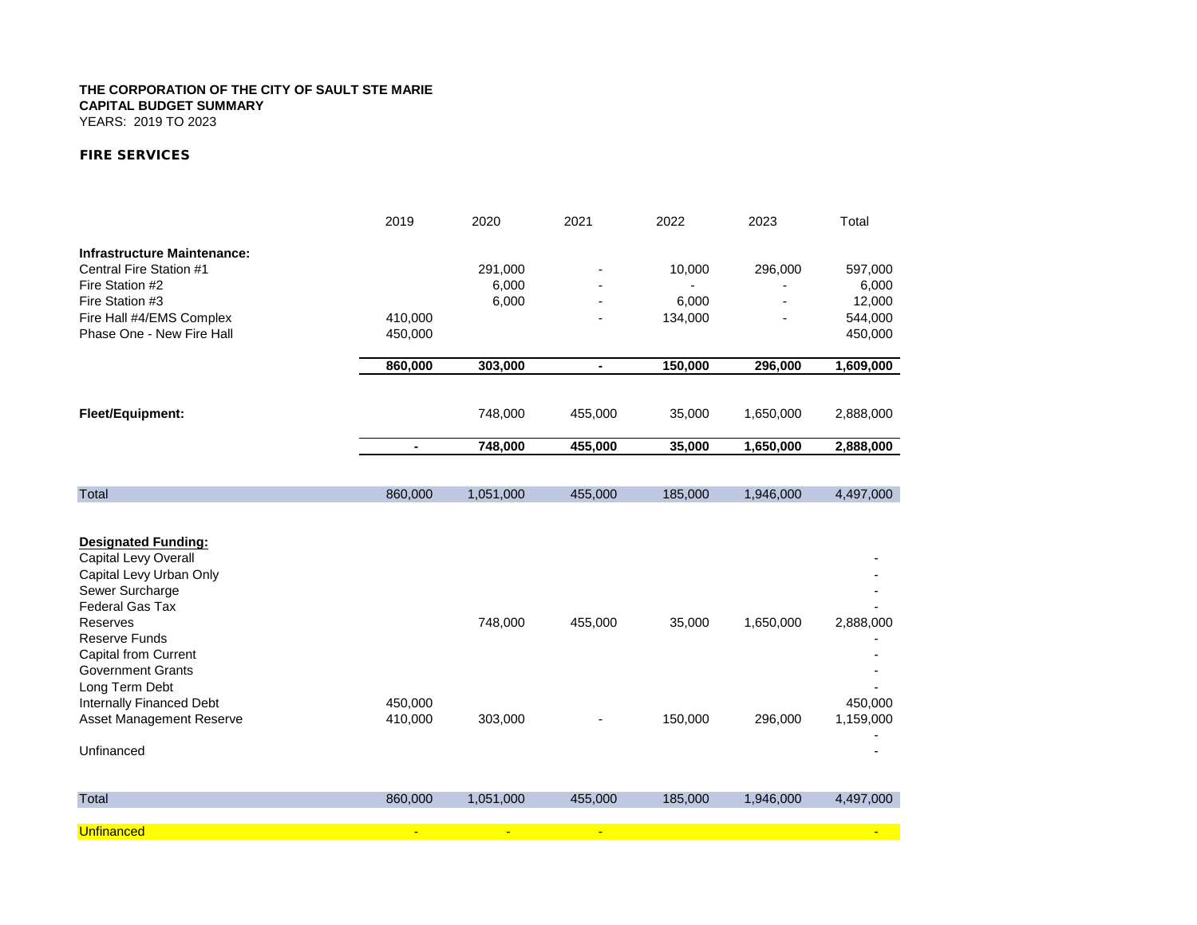**THE CORPORATION OF THE CITY OF SAULT STE MARIE**
**CAPITAL BUDGET SUMMARY**
YEARS: 2019 TO 2023

**FIRE SERVICES**

| | 2019 | 2020 | 2021 | 2022 | 2023 | Total |
|---|---|---|---|---|---|---|
| **Infrastructure Maintenance:** | | | | | | |
| Central Fire Station #1 | | 291,000 | - | 10,000 | 296,000 | 597,000 |
| Fire Station #2 | | 6,000 | - | - | - | 6,000 |
| Fire Station #3 | | 6,000 | - | 6,000 | - | 12,000 |
| Fire Hall #4/EMS Complex | 410,000 | | - | 134,000 | - | 544,000 |
| Phase One - New Fire Hall | 450,000 | | | | | 450,000 |
| | **860,000** | **303,000** | **-** | **150,000** | **296,000** | **1,609,000** |
| **Fleet/Equipment:** | | 748,000 | 455,000 | 35,000 | 1,650,000 | 2,888,000 |
| | **-** | **748,000** | **455,000** | **35,000** | **1,650,000** | **2,888,000** |
| Total | 860,000 | 1,051,000 | 455,000 | 185,000 | 1,946,000 | 4,497,000 |
| **Designated Funding:** | | | | | | |
| Capital Levy Overall | | | | | | - |
| Capital Levy Urban Only | | | | | | - |
| Sewer Surcharge | | | | | | - |
| Federal Gas Tax | | | | | | - |
| Reserves | | 748,000 | 455,000 | 35,000 | 1,650,000 | 2,888,000 |
| Reserve Funds | | | | | | - |
| Capital from Current | | | | | | - |
| Government Grants | | | | | | - |
| Long Term Debt | | | | | | - |
| Internally Financed Debt | 450,000 | | | | | 450,000 |
| Asset Management Reserve | 410,000 | 303,000 | - | 150,000 | 296,000 | 1,159,000 |
| | | | | | | - |
| Unfinanced | | | | | | - |
| Total | 860,000 | 1,051,000 | 455,000 | 185,000 | 1,946,000 | 4,497,000 |
| Unfinanced | - | - | - | | | - |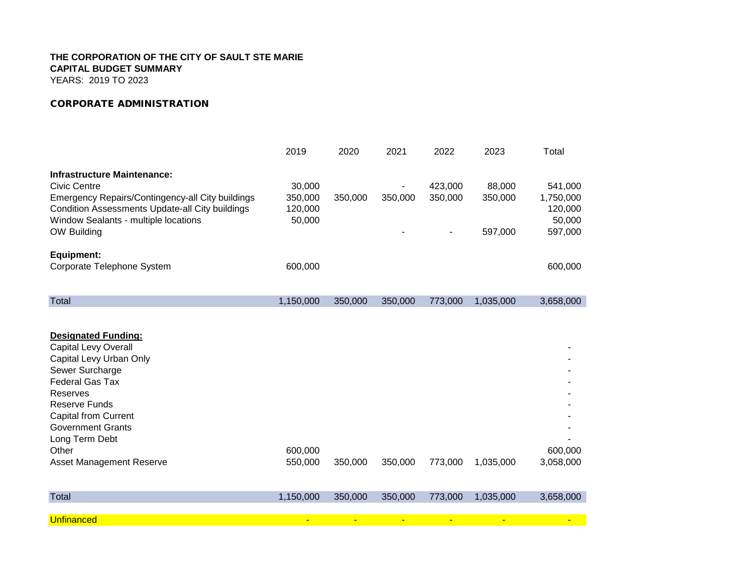**THE CORPORATION OF THE CITY OF SAULT STE MARIE**
**CAPITAL BUDGET SUMMARY**
YEARS: 2019 TO 2023

**CORPORATE ADMINISTRATION**

| | 2019 | 2020 | 2021 | 2022 | 2023 | Total |
|---|---|---|---|---|---|---|
| **Infrastructure Maintenance:** | | | | | | |
| Civic Centre | 30,000 | | - | 423,000 | 88,000 | 541,000 |
| Emergency Repairs/Contingency-all City buildings | 350,000 | 350,000 | 350,000 | 350,000 | 350,000 | 1,750,000 |
| Condition Assessments Update-all City buildings | 120,000 | | | | | 120,000 |
| Window Sealants - multiple locations | 50,000 | | | | | 50,000 |
| OW Building | | | - | - | 597,000 | 597,000 |
| **Equipment:** | | | | | | |
| Corporate Telephone System | 600,000 | | | | | 600,000 |
| Total | 1,150,000 | 350,000 | 350,000 | 773,000 | 1,035,000 | 3,658,000 |
| **Designated Funding:** | | | | | | |
| Capital Levy Overall | | | | | | - |
| Capital Levy Urban Only | | | | | | - |
| Sewer Surcharge | | | | | | - |
| Federal Gas Tax | | | | | | - |
| Reserves | | | | | | - |
| Reserve Funds | | | | | | - |
| Capital from Current | | | | | | - |
| Government Grants | | | | | | - |
| Long Term Debt | | | | | | - |
| Other | 600,000 | | | | | 600,000 |
| Asset Management Reserve | 550,000 | 350,000 | 350,000 | 773,000 | 1,035,000 | 3,058,000 |
| Total | 1,150,000 | 350,000 | 350,000 | 773,000 | 1,035,000 | 3,658,000 |
| Unfinanced | - | - | - | - | - | - |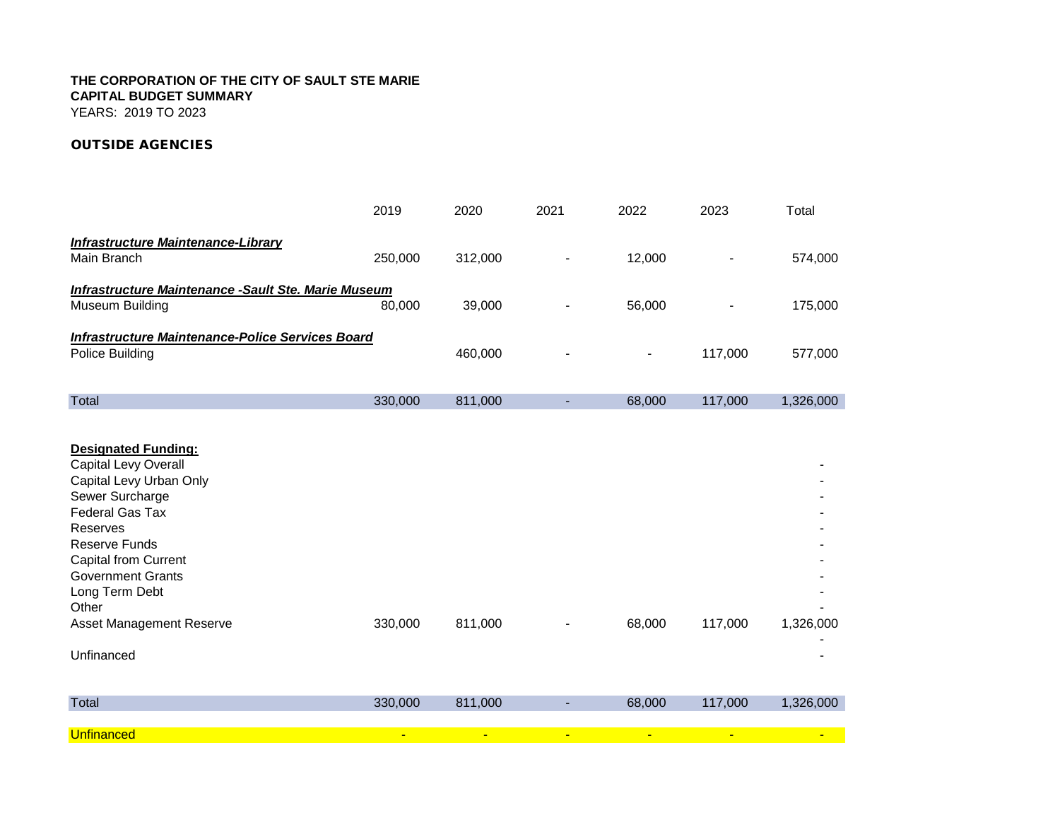**THE CORPORATION OF THE CITY OF SAULT STE MARIE**
**CAPITAL BUDGET SUMMARY**
YEARS: 2019 TO 2023

## OUTSIDE AGENCIES

| | 2019 | 2020 | 2021 | 2022 | 2023 | Total |
|---|---|---|---|---|---|---|
| ***Infrastructure Maintenance-Library*** | | | | | | |
| Main Branch | 250,000 | 312,000 | - | 12,000 | - | 574,000 |
| ***Infrastructure Maintenance -Sault Ste. Marie Museum*** | | | | | | |
| Museum Building | 80,000 | 39,000 | - | 56,000 | - | 175,000 |
| ***Infrastructure Maintenance-Police Services Board*** | | | | | | |
| Police Building | | 460,000 | - | - | 117,000 | 577,000 |
| Total | 330,000 | 811,000 | - | 68,000 | 117,000 | 1,326,000 |
| **Designated Funding:** | | | | | | |
| Capital Levy Overall | | | | | | - |
| Capital Levy Urban Only | | | | | | - |
| Sewer Surcharge | | | | | | - |
| Federal Gas Tax | | | | | | - |
| Reserves | | | | | | - |
| Reserve Funds | | | | | | - |
| Capital from Current | | | | | | - |
| Government Grants | | | | | | - |
| Long Term Debt | | | | | | - |
| Other | | | | | | - |
| Asset Management Reserve | 330,000 | 811,000 | - | 68,000 | 117,000 | 1,326,000 |
| | | | | | | - |
| Unfinanced | | | | | | - |
| Total | 330,000 | 811,000 | - | 68,000 | 117,000 | 1,326,000 |
| Unfinanced | - | - | - | - | - | - |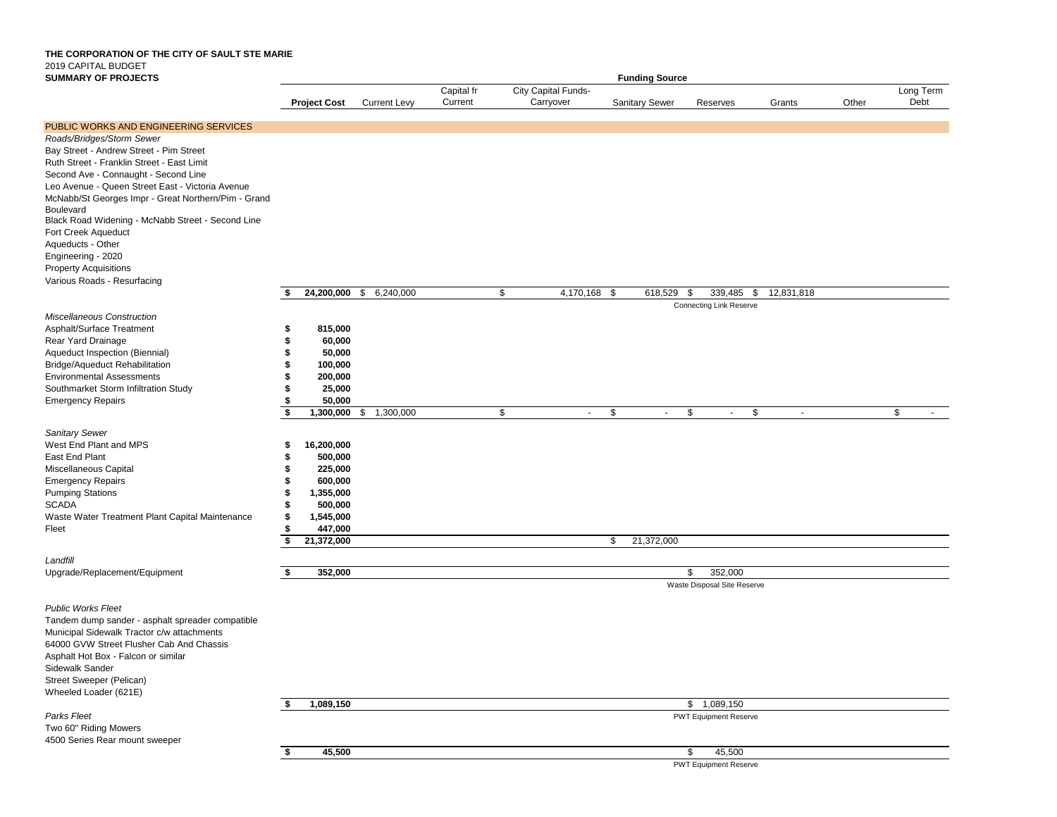**THE CORPORATION OF THE CITY OF SAULT STE MARIE**
2019 CAPITAL BUDGET
**SUMMARY OF PROJECTS**

| | | Funding Source | | | | | | | |
|---|---|---|---|---|---|---|---|---|---|
| | **Project Cost** | Current Levy | Capital fr Current | City Capital Funds-Carryover | Sanitary Sewer | Reserves | Grants | Other | Long Term Debt |
| PUBLIC WORKS AND ENGINEERING SERVICES | | | | | | | | | |
| *Roads/Bridges/Storm Sewer* | | | | | | | | | |
| Bay Street - Andrew Street - Pim Street | | | | | | | | | |
| Ruth Street - Franklin Street - East Limit | | | | | | | | | |
| Second Ave - Connaught - Second Line | | | | | | | | | |
| Leo Avenue - Queen Street East - Victoria Avenue | | | | | | | | | |
| McNabb/St Georges Impr - Great Northern/Pim - Grand Boulevard | | | | | | | | | |
| Black Road Widening - McNabb Street - Second Line | | | | | | | | | |
| Fort Creek Aqueduct | | | | | | | | | |
| Aqueducts - Other | | | | | | | | | |
| Engineering - 2020 | | | | | | | | | |
| Property Acquisitions | | | | | | | | | |
| Various Roads - Resurfacing | | | | | | | | | |
| | **$ 24,200,000** | $ 6,240,000 | | $ 4,170,168 | $ 618,529 | $ 339,485 Connecting Link Reserve | $ 12,831,818 | | |
| *Miscellaneous Construction* | | | | | | | | | |
| Asphalt/Surface Treatment | **$ 815,000** | | | | | | | | |
| Rear Yard Drainage | **$ 60,000** | | | | | | | | |
| Aqueduct Inspection (Biennial) | **$ 50,000** | | | | | | | | |
| Bridge/Aqueduct Rehabilitation | **$ 100,000** | | | | | | | | |
| Environmental Assessments | **$ 200,000** | | | | | | | | |
| Southmarket Storm Infiltration Study | **$ 25,000** | | | | | | | | |
| Emergency Repairs | **$ 50,000** | | | | | | | | |
| | **$ 1,300,000** | $ 1,300,000 | | $ - | $ - | $ - | $ - | | $ - |
| *Sanitary Sewer* | | | | | | | | | |
| West End Plant and MPS | **$ 16,200,000** | | | | | | | | |
| East End Plant | **$ 500,000** | | | | | | | | |
| Miscellaneous Capital | **$ 225,000** | | | | | | | | |
| Emergency Repairs | **$ 600,000** | | | | | | | | |
| Pumping Stations | **$ 1,355,000** | | | | | | | | |
| SCADA | **$ 500,000** | | | | | | | | |
| Waste Water Treatment Plant Capital Maintenance | **$ 1,545,000** | | | | | | | | |
| Fleet | **$ 447,000** | | | | | | | | |
| | **$ 21,372,000** | | | | $ 21,372,000 | | | | |
| *Landfill* | | | | | | | | | |
| Upgrade/Replacement/Equipment | **$ 352,000** | | | | | $ 352,000 Waste Disposal Site Reserve | | | |
| *Public Works Fleet* | | | | | | | | | |
| Tandem dump sander - asphalt spreader compatible | | | | | | | | | |
| Municipal Sidewalk Tractor c/w attachments | | | | | | | | | |
| 64000 GVW Street Flusher Cab And Chassis | | | | | | | | | |
| Asphalt Hot Box - Falcon or similar | | | | | | | | | |
| Sidewalk Sander | | | | | | | | | |
| Street Sweeper (Pelican) | | | | | | | | | |
| Wheeled Loader (621E) | | | | | | | | | |
| | **$ 1,089,150** | | | | | $ 1,089,150 PWT Equipment Reserve | | | |
| *Parks Fleet* | | | | | | | | | |
| Two 60" Riding Mowers | | | | | | | | | |
| 4500 Series Rear mount sweeper | | | | | | | | | |
| | **$ 45,500** | | | | | $ 45,500 PWT Equipment Reserve | | | |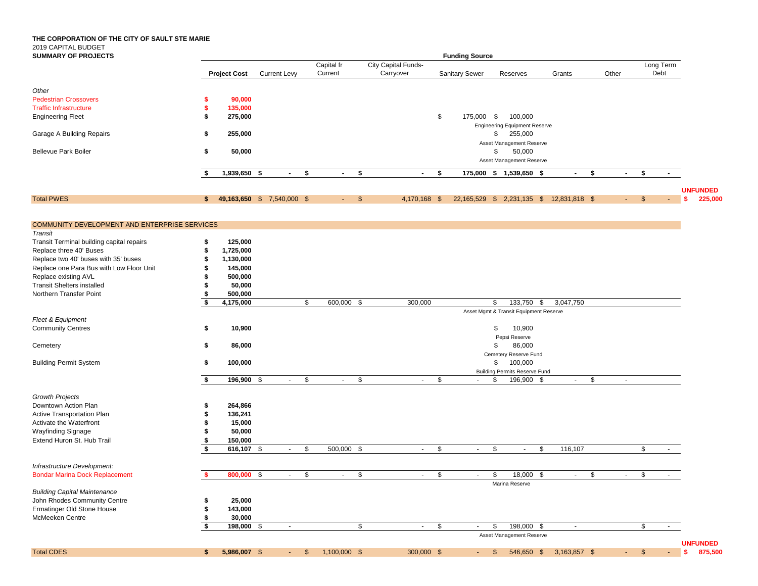**THE CORPORATION OF THE CITY OF SAULT STE MARIE**
2019 CAPITAL BUDGET
**SUMMARY OF PROJECTS**

| | | Funding Source | | | | | | | | |
|---|---|---|---|---|---|---|---|---|---|---|
| | **Project Cost** | Current Levy | Capital fr Current | City Capital Funds-Carryover | Sanitary Sewer | Reserves | Grants | Other | Long Term Debt | |
| *Other* | | | | | | | | | | |
| Pedestrian Crossovers | $ 90,000 | | | | | | | | | |
| Traffic Infrastructure | $ 135,000 | | | | | | | | | |
| Engineering Fleet | $ 275,000 | | | | $ 175,000 | $ 100,000 | | | | |
| | | | | | | Engineering Equipment Reserve | | | | |
| Garage A Building Repairs | $ 255,000 | | | | | $ 255,000 | | | | |
| | | | | | | Asset Management Reserve | | | | |
| Bellevue Park Boiler | $ 50,000 | | | | | $ 50,000 | | | | |
| | | | | | | Asset Management Reserve | | | | |
| | $ 1,939,650 | $ - | $ - | $ - | $ 175,000 | $ 1,539,650 | $ - | $ - | $ - | |
| | | | | | | | | | | UNFUNDED |
| Total PWES | $ 49,163,650 | $ 7,540,000 | $ - | $ 4,170,168 | $ 22,165,529 | $ 2,231,135 | $ 12,831,818 | $ - | $ - | $ 225,000 |
| COMMUNITY DEVELOPMENT AND ENTERPRISE SERVICES | | | | | | | | | | |
| *Transit* | | | | | | | | | | |
| Transit Terminal building capital repairs | $ 125,000 | | | | | | | | | |
| Replace three 40' Buses | $ 1,725,000 | | | | | | | | | |
| Replace two 40' buses with 35' buses | $ 1,130,000 | | | | | | | | | |
| Replace one Para Bus with Low Floor Unit | $ 145,000 | | | | | | | | | |
| Replace existing AVL | $ 500,000 | | | | | | | | | |
| Transit Shelters installed | $ 50,000 | | | | | | | | | |
| Northern Transfer Point | $ 500,000 | | | | | | | | | |
| | $ 4,175,000 | | $ 600,000 | $ 300,000 | | $ 133,750 | $ 3,047,750 | | | |
| | | | | | | Asset Mgmt & Transit Equipment Reserve | | | | |
| *Fleet & Equipment* | | | | | | | | | | |
| Community Centres | $ 10,900 | | | | | $ 10,900 | | | | |
| | | | | | | Pepsi Reserve | | | | |
| Cemetery | $ 86,000 | | | | | $ 86,000 | | | | |
| | | | | | | Cemetery Reserve Fund | | | | |
| Building Permit System | $ 100,000 | | | | | $ 100,000 | | | | |
| | | | | | | Building Permits Reserve Fund | | | | |
| | $ 196,900 | $ - | $ - | $ - | $ - | $ 196,900 | $ - | $ - | | |
| *Growth Projects* | | | | | | | | | | |
| Downtown Action Plan | $ 264,866 | | | | | | | | | |
| Active Transportation Plan | $ 136,241 | | | | | | | | | |
| Activate the Waterfront | $ 15,000 | | | | | | | | | |
| Wayfinding Signage | $ 50,000 | | | | | | | | | |
| Extend Huron St. Hub Trail | $ 150,000 | | | | | | | | | |
| | $ 616,107 | $ - | $ 500,000 | $ - | $ - | $ - | $ 116,107 | | $ - | |
| *Infrastructure Development:* | | | | | | | | | | |
| Bondar Marina Dock Replacement | $ 800,000 | $ - | $ - | $ - | $ - | $ 18,000 | $ - | $ - | $ - | |
| | | | | | | Marina Reserve | | | | |
| *Building Capital Maintenance* | | | | | | | | | | |
| John Rhodes Community Centre | $ 25,000 | | | | | | | | | |
| Ermatinger Old Stone House | $ 143,000 | | | | | | | | | |
| McMeeken Centre | $ 30,000 | | | | | | | | | |
| | $ 198,000 | $ - | | $ - | $ - | $ 198,000 | $ - | | $ - | |
| | | | | | | Asset Management Reserve | | | | |
| | | | | | | | | | | UNFUNDED |
| Total CDES | $ 5,986,007 | $ - | $ 1,100,000 | $ 300,000 | $ - | $ 546,650 | $ 3,163,857 | $ - | $ - | $ 875,500 |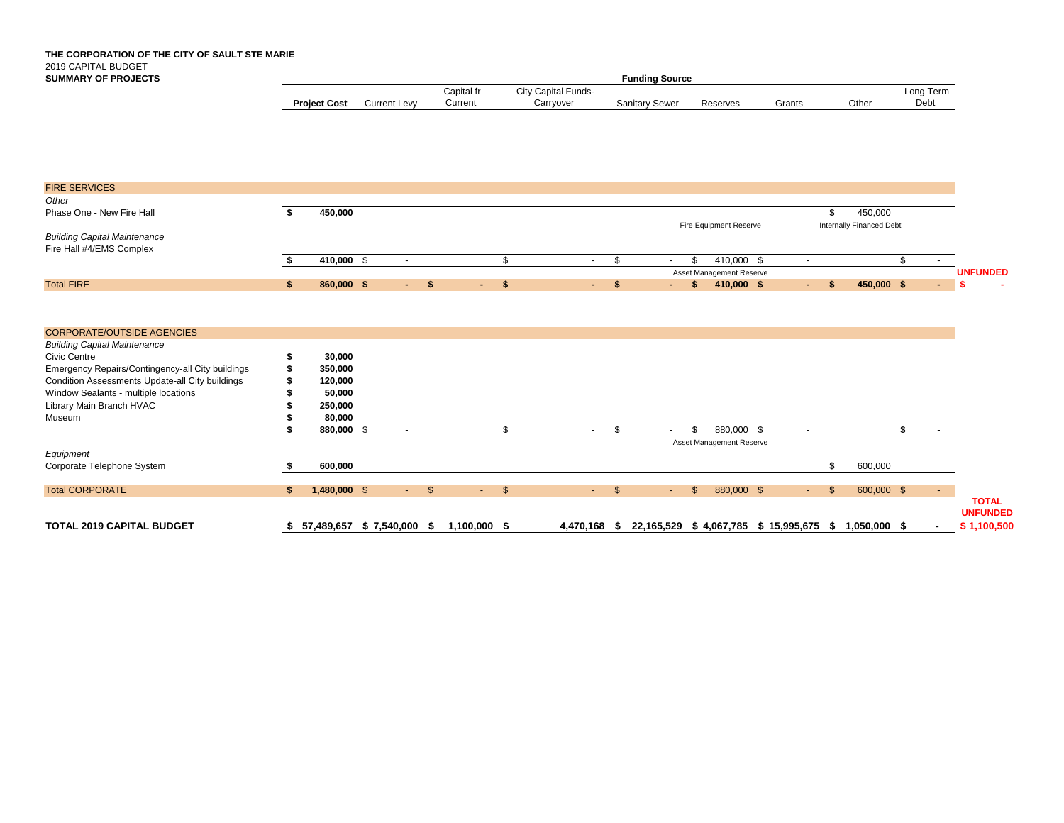**THE CORPORATION OF THE CITY OF SAULT STE MARIE**
2019 CAPITAL BUDGET
**SUMMARY OF PROJECTS**

| | **Project Cost** | Current Levy | Capital fr Current | City Capital Funds-Carryover | Sanitary Sewer | Reserves | Grants | Other | Long Term Debt | |
|---|---|---|---|---|---|---|---|---|---|---|
| | | | | | **Funding Source** | | | | | |
| FIRE SERVICES | | | | | | | | | | |
| *Other* | | | | | | | | | | |
| Phase One - New Fire Hall | **$ 450,000** | | | | | | | $ 450,000 | | |
| | | | | | | Fire Equipment Reserve | | Internally Financed Debt | | |
| *Building Capital Maintenance* | | | | | | | | | | |
| Fire Hall #4/EMS Complex | | | | | | | | | | |
| | **$ 410,000** | $ - | | $ - | $ - | $ 410,000 | $ - | | $ - | |
| | | | | | | Asset Management Reserve | | | | **UNFUNDED** |
| Total FIRE | **$ 860,000** | **$ -** | **$ -** | **$ -** | **$ -** | **$ 410,000** | **$ -** | **$ 450,000** | **$ -** | **$ -** |
| CORPORATE/OUTSIDE AGENCIES | | | | | | | | | | |
| *Building Capital Maintenance* | | | | | | | | | | |
| Civic Centre | **$ 30,000** | | | | | | | | | |
| Emergency Repairs/Contingency-all City buildings | **$ 350,000** | | | | | | | | | |
| Condition Assessments Update-all City buildings | **$ 120,000** | | | | | | | | | |
| Window Sealants - multiple locations | **$ 50,000** | | | | | | | | | |
| Library Main Branch HVAC | **$ 250,000** | | | | | | | | | |
| Museum | **$ 80,000** | | | | | | | | | |
| | **$ 880,000** | $ - | | $ - | $ - | $ 880,000 | $ - | | $ - | |
| | | | | | | Asset Management Reserve | | | | |
| *Equipment* | | | | | | | | | | |
| Corporate Telephone System | **$ 600,000** | | | | | | | $ 600,000 | | |
| Total CORPORATE | **$ 1,480,000** | $ - | $ - | $ - | $ - | $ 880,000 | $ - | $ 600,000 | $ - | **TOTAL UNFUNDED** |
| **TOTAL 2019 CAPITAL BUDGET** | **$ 57,489,657** | **$ 7,540,000** | **$ 1,100,000** | **$ 4,470,168** | **$ 22,165,529** | **$ 4,067,785** | **$ 15,995,675** | **$ 1,050,000** | **$ -** | **$ 1,100,500** |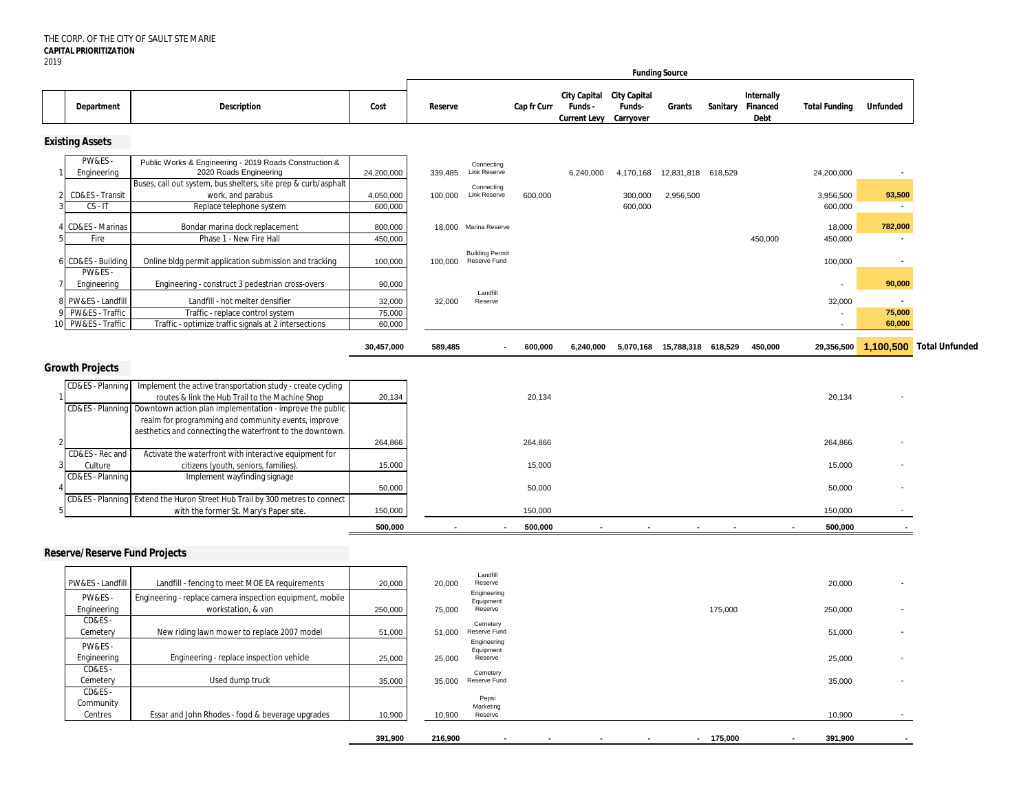THE CORP. OF THE CITY OF SAULT STE MARIE
**CAPITAL PRIORITIZATION**
2019

| | Department | Description | Cost | Reserve | | Cap fr Curr | City Capital Funds - Current Levy | City Capital Funds- Carryover | Grants | Sanitary | Internally Financed Debt | Total Funding | Unfunded |
|---|---|---|---|---|---|---|---|---|---|---|---|---|---|
| | | | | **Funding Source** | | | | | | | | | |
| **Existing Assets** | | | | | | | | | | | | | |
| 1 | PW&ES - Engineering | Public Works & Engineering - 2019 Roads Construction & 2020 Roads Engineering | 24,200,000 | 339,485 | Connecting Link Reserve | | 6,240,000 | 4,170,168 | 12,831,818 | 618,529 | | 24,200,000 | - |
| 2 | CD&ES - Transit | Buses, call out system, bus shelters, site prep & curb/asphalt work, and parabus | 4,050,000 | 100,000 | Connecting Link Reserve | 600,000 | | 300,000 | 2,956,500 | | | 3,956,500 | 93,500 |
| 3 | CS - IT | Replace telephone system | 600,000 | | | | | 600,000 | | | | 600,000 | - |
| 4 | CD&ES - Marinas | Bondar marina dock replacement | 800,000 | 18,000 | Marina Reserve | | | | | | | 18,000 | 782,000 |
| 5 | Fire | Phase 1 - New Fire Hall | 450,000 | | | | | | | | 450,000 | 450,000 | - |
| 6 | CD&ES - Building | Online bldg permit application submission and tracking | 100,000 | 100,000 | Building Permit Reserve Fund | | | | | | | 100,000 | - |
| 7 | PW&ES - Engineering | Engineering - construct 3 pedestrian cross-overs | 90,000 | | | | | | | | | - | 90,000 |
| 8 | PW&ES - Landfill | Landfill - hot melter densifier | 32,000 | 32,000 | Landfill Reserve | | | | | | | 32,000 | - |
| 9 | PW&ES - Traffic | Traffic - replace control system | 75,000 | | | | | | | | | - | 75,000 |
| 10 | PW&ES - Traffic | Traffic - optimize traffic signals at 2 intersections | 60,000 | | | | | | | | | - | 60,000 |
| | | | **30,457,000** | **589,485** | - | **600,000** | **6,240,000** | **5,070,168** | **15,788,318** | **618,529** | **450,000** | **29,356,500** | **1,100,500** Total Unfunded |
| **Growth Projects** | | | | | | | | | | | | | |
| 1 | CD&ES - Planning | Implement the active transportation study - create cycling routes & link the Hub Trail to the Machine Shop | 20,134 | | | 20,134 | | | | | | 20,134 | - |
| 2 | CD&ES - Planning | Downtown action plan implementation - improve the public realm for programming and community events, improve aesthetics and connecting the waterfront to the downtown. | 264,866 | | | 264,866 | | | | | | 264,866 | - |
| 3 | CD&ES - Rec and Culture | Activate the waterfront with interactive equipment for citizens (youth, seniors, families). | 15,000 | | | 15,000 | | | | | | 15,000 | - |
| 4 | CD&ES - Planning | Implement wayfinding signage | 50,000 | | | 50,000 | | | | | | 50,000 | - |
| 5 | CD&ES - Planning | Extend the Huron Street Hub Trail by 300 metres to connect with the former St. Mary's Paper site. | 150,000 | | | 150,000 | | | | | | 150,000 | - |
| | | | **500,000** | - | - | **500,000** | - | - | - | - | - | **500,000** | - |
| **Reserve/Reserve Fund Projects** | | | | | | | | | | | | | |
| | PW&ES - Landfill | Landfill - fencing to meet MOE EA requirements | 20,000 | 20,000 | Landfill Reserve | | | | | | | 20,000 | - |
| | PW&ES - Engineering | Engineering - replace camera inspection equipment, mobile workstation, & van | 250,000 | 75,000 | Engineering Equipment Reserve | | | | | 175,000 | | 250,000 | - |
| | CD&ES - Cemetery | New riding lawn mower to replace 2007 model | 51,000 | 51,000 | Cemetery Reserve Fund | | | | | | | 51,000 | - |
| | PW&ES - Engineering | Engineering - replace inspection vehicle | 25,000 | 25,000 | Engineering Equipment Reserve | | | | | | | 25,000 | - |
| | CD&ES - Cemetery | Used dump truck | 35,000 | 35,000 | Cemetery Reserve Fund | | | | | | | 35,000 | - |
| | CD&ES - Community Centres | Essar and John Rhodes - food & beverage upgrades | 10,900 | 10,900 | Pepsi Marketing Reserve | | | | | | | 10,900 | - |
| | | | **391,900** | **216,900** | - | - | - | - | - | **175,000** | - | **391,900** | - |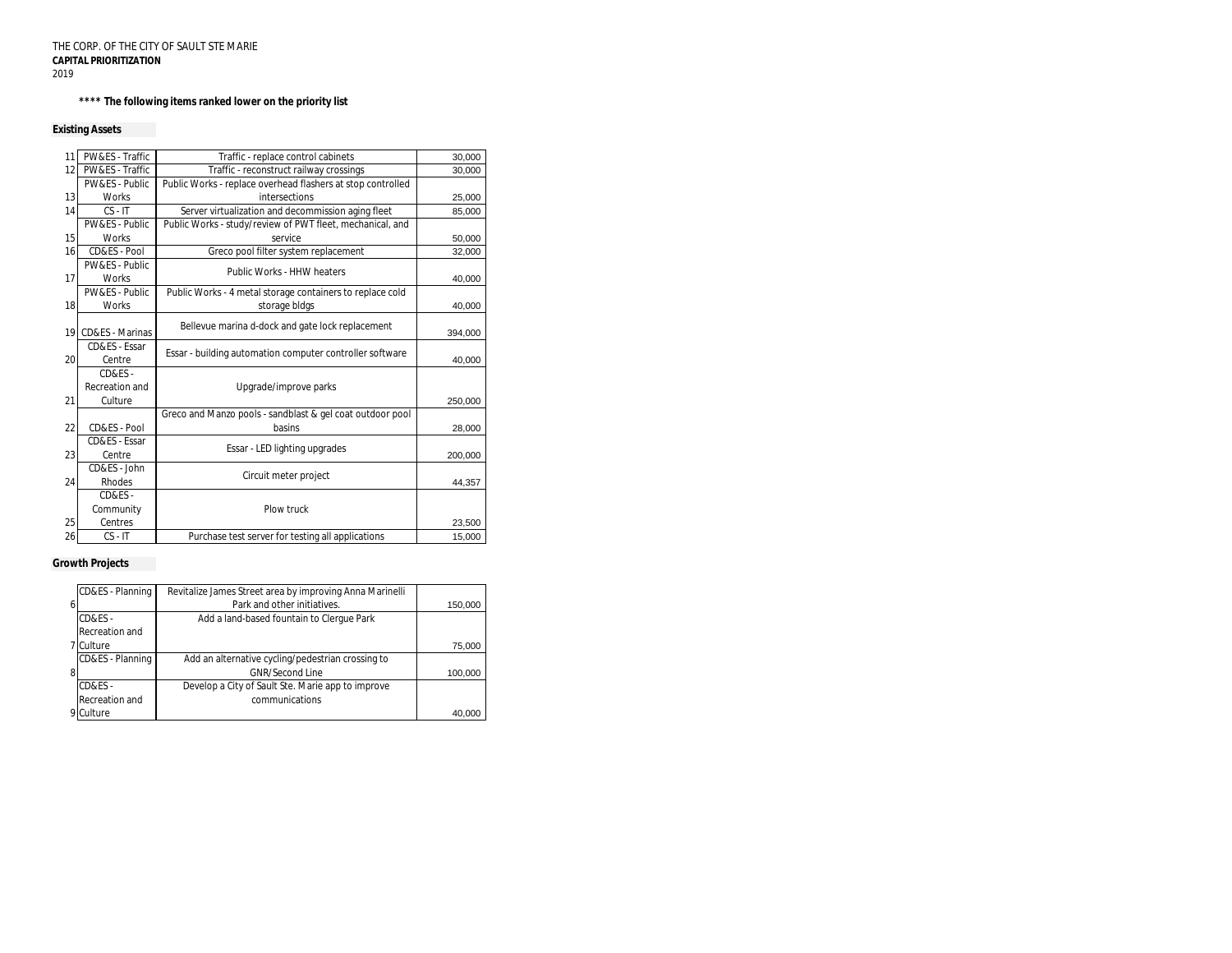THE CORP. OF THE CITY OF SAULT STE MARIE
**CAPITAL PRIORITIZATION**
2019

**\*\*\*\* The following items ranked lower on the priority list**

**Existing Assets**

| | | | |
|---|---|---|---|
| 11 | PW&ES - Traffic | Traffic - replace control cabinets | 30,000 |
| 12 | PW&ES - Traffic | Traffic - reconstruct railway crossings | 30,000 |
| 13 | PW&ES - Public Works | Public Works - replace overhead flashers at stop controlled intersections | 25,000 |
| 14 | CS - IT | Server virtualization and decommission aging fleet | 85,000 |
| 15 | PW&ES - Public Works | Public Works - study/review of PWT fleet, mechanical, and service | 50,000 |
| 16 | CD&ES - Pool | Greco pool filter system replacement | 32,000 |
| 17 | PW&ES - Public Works | Public Works - HHW heaters | 40,000 |
| 18 | PW&ES - Public Works | Public Works - 4 metal storage containers to replace cold storage bldgs | 40,000 |
| 19 | CD&ES - Marinas | Bellevue marina d-dock and gate lock replacement | 394,000 |
| 20 | CD&ES - Essar Centre | Essar - building automation computer controller software | 40,000 |
| 21 | CD&ES - Recreation and Culture | Upgrade/improve parks | 250,000 |
| 22 | CD&ES - Pool | Greco and Manzo pools - sandblast & gel coat outdoor pool basins | 28,000 |
| 23 | CD&ES - Essar Centre | Essar - LED lighting upgrades | 200,000 |
| 24 | CD&ES - John Rhodes | Circuit meter project | 44,357 |
| 25 | CD&ES - Community Centres | Plow truck | 23,500 |
| 26 | CS - IT | Purchase test server for testing all applications | 15,000 |

**Growth Projects**

| | | | |
|---|---|---|---|
| 6 | CD&ES - Planning | Revitalize James Street area by improving Anna Marinelli Park and other initiatives. | 150,000 |
| 7 | CD&ES - Recreation and Culture | Add a land-based fountain to Clergue Park | 75,000 |
| 8 | CD&ES - Planning | Add an alternative cycling/pedestrian crossing to GNR/Second Line | 100,000 |
| 9 | CD&ES - Recreation and Culture | Develop a City of Sault Ste. Marie app to improve communications | 40,000 |